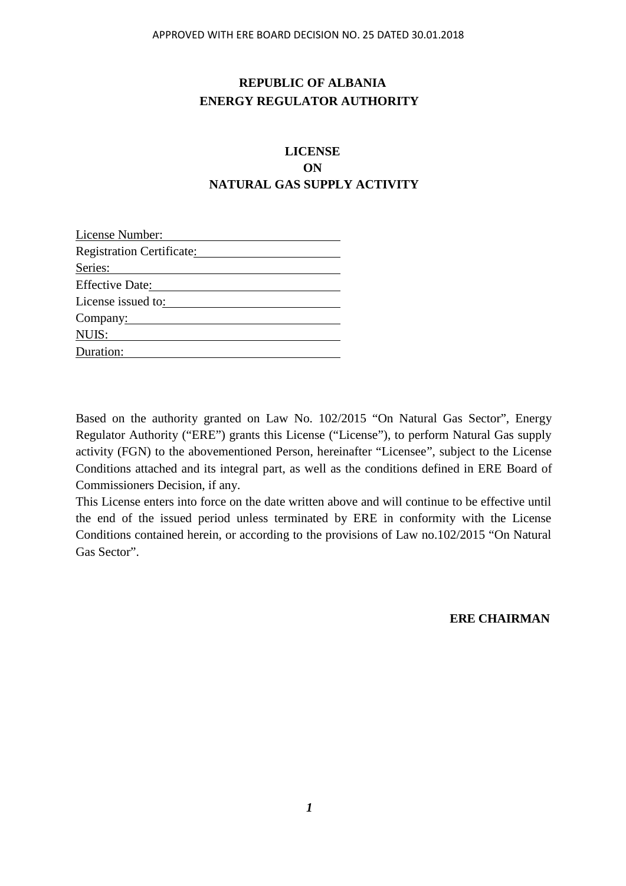APPROVED WITH ERE BOARD DECISION NO. 25 DATED 30.01.2018

# REPUBLIC OF ALBANIA
# ENERGY REGULATOR AUTHORITY

## LICENSE
## ON
## NATURAL GAS SUPPLY ACTIVITY

License Number: ______________________

Registration Certificate: ______________________

Series: ______________________

Effective Date: ______________________

License issued to: ______________________

Company: ______________________

NUIS: ______________________

Duration: ______________________

Based on the authority granted on Law No. 102/2015 "On Natural Gas Sector", Energy Regulator Authority ("ERE") grants this License ("License"), to perform Natural Gas supply activity (FGN) to the abovementioned Person, hereinafter "Licensee", subject to the License Conditions attached and its integral part, as well as the conditions defined in ERE Board of Commissioners Decision, if any.

This License enters into force on the date written above and will continue to be effective until the end of the issued period unless terminated by ERE in conformity with the License Conditions contained herein, or according to the provisions of Law no.102/2015 "On Natural Gas Sector".

**ERE CHAIRMAN**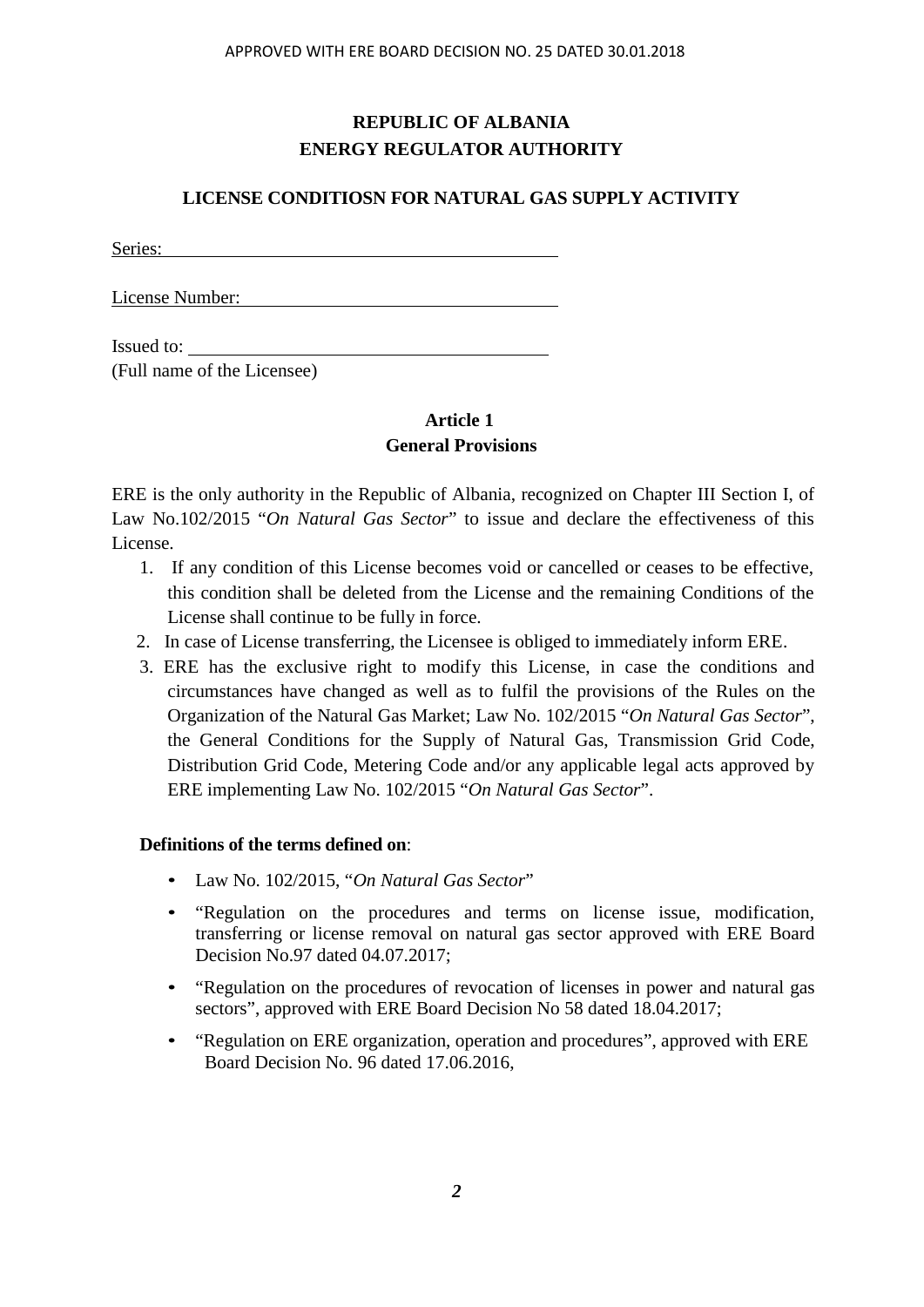APPROVED WITH ERE BOARD DECISION NO. 25 DATED 30.01.2018

**REPUBLIC OF ALBANIA**
**ENERGY REGULATOR AUTHORITY**

**LICENSE CONDITIOSN FOR NATURAL GAS SUPPLY ACTIVITY**

Series: ____________________________________________

License Number: ____________________________________

Issued to: _________________________________________
(Full name of the Licensee)

**Article 1**
**General Provisions**

ERE is the only authority in the Republic of Albania, recognized on Chapter III Section I, of Law No.102/2015 "*On Natural Gas Sector*" to issue and declare the effectiveness of this License.

1. If any condition of this License becomes void or cancelled or ceases to be effective, this condition shall be deleted from the License and the remaining Conditions of the License shall continue to be fully in force.
2. In case of License transferring, the Licensee is obliged to immediately inform ERE.
3. ERE has the exclusive right to modify this License, in case the conditions and circumstances have changed as well as to fulfil the provisions of the Rules on the Organization of the Natural Gas Market; Law No. 102/2015 "*On Natural Gas Sector*", the General Conditions for the Supply of Natural Gas, Transmission Grid Code, Distribution Grid Code, Metering Code and/or any applicable legal acts approved by ERE implementing Law No. 102/2015 "*On Natural Gas Sector*".

**Definitions of the terms defined on**:

- Law No. 102/2015, "*On Natural Gas Sector*"
- "Regulation on the procedures and terms on license issue, modification, transferring or license removal on natural gas sector approved with ERE Board Decision No.97 dated 04.07.2017;
- "Regulation on the procedures of revocation of licenses in power and natural gas sectors", approved with ERE Board Decision No 58 dated 18.04.2017;
- "Regulation on ERE organization, operation and procedures", approved with ERE Board Decision No. 96 dated 17.06.2016,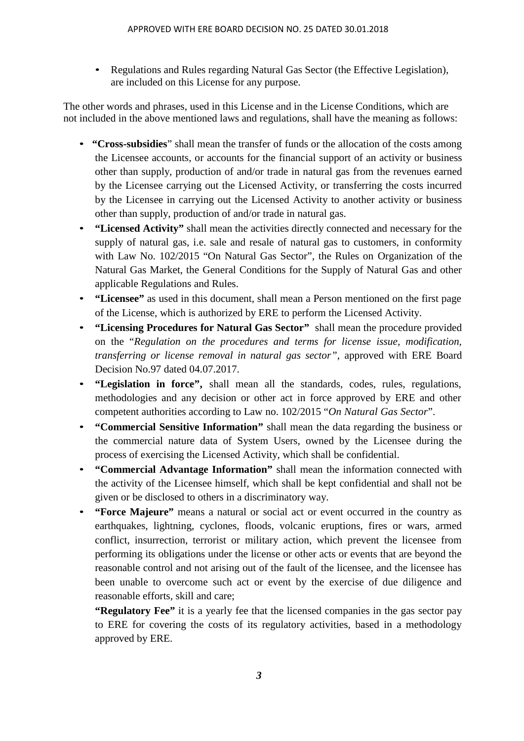- Regulations and Rules regarding Natural Gas Sector (the Effective Legislation), are included on this License for any purpose.

The other words and phrases, used in this License and in the License Conditions, which are not included in the above mentioned laws and regulations, shall have the meaning as follows:

- **"Cross-subsidies**" shall mean the transfer of funds or the allocation of the costs among the Licensee accounts, or accounts for the financial support of an activity or business other than supply, production of and/or trade in natural gas from the revenues earned by the Licensee carrying out the Licensed Activity, or transferring the costs incurred by the Licensee in carrying out the Licensed Activity to another activity or business other than supply, production of and/or trade in natural gas.
- **"Licensed Activity"** shall mean the activities directly connected and necessary for the supply of natural gas, i.e. sale and resale of natural gas to customers, in conformity with Law No. 102/2015 "On Natural Gas Sector", the Rules on Organization of the Natural Gas Market, the General Conditions for the Supply of Natural Gas and other applicable Regulations and Rules.
- **"Licensee"** as used in this document, shall mean a Person mentioned on the first page of the License, which is authorized by ERE to perform the Licensed Activity.
- **"Licensing Procedures for Natural Gas Sector"** shall mean the procedure provided on the "*Regulation on the procedures and terms for license issue, modification, transferring or license removal in natural gas sector"*, approved with ERE Board Decision No.97 dated 04.07.2017.
- **"Legislation in force",** shall mean all the standards, codes, rules, regulations, methodologies and any decision or other act in force approved by ERE and other competent authorities according to Law no. 102/2015 "*On Natural Gas Sector*".
- **"Commercial Sensitive Information"** shall mean the data regarding the business or the commercial nature data of System Users, owned by the Licensee during the process of exercising the Licensed Activity, which shall be confidential.
- **"Commercial Advantage Information"** shall mean the information connected with the activity of the Licensee himself, which shall be kept confidential and shall not be given or be disclosed to others in a discriminatory way.
- **"Force Majeure"** means a natural or social act or event occurred in the country as earthquakes, lightning, cyclones, floods, volcanic eruptions, fires or wars, armed conflict, insurrection, terrorist or military action, which prevent the licensee from performing its obligations under the license or other acts or events that are beyond the reasonable control and not arising out of the fault of the licensee, and the licensee has been unable to overcome such act or event by the exercise of due diligence and reasonable efforts, skill and care;

  **"Regulatory Fee"** it is a yearly fee that the licensed companies in the gas sector pay to ERE for covering the costs of its regulatory activities, based in a methodology approved by ERE.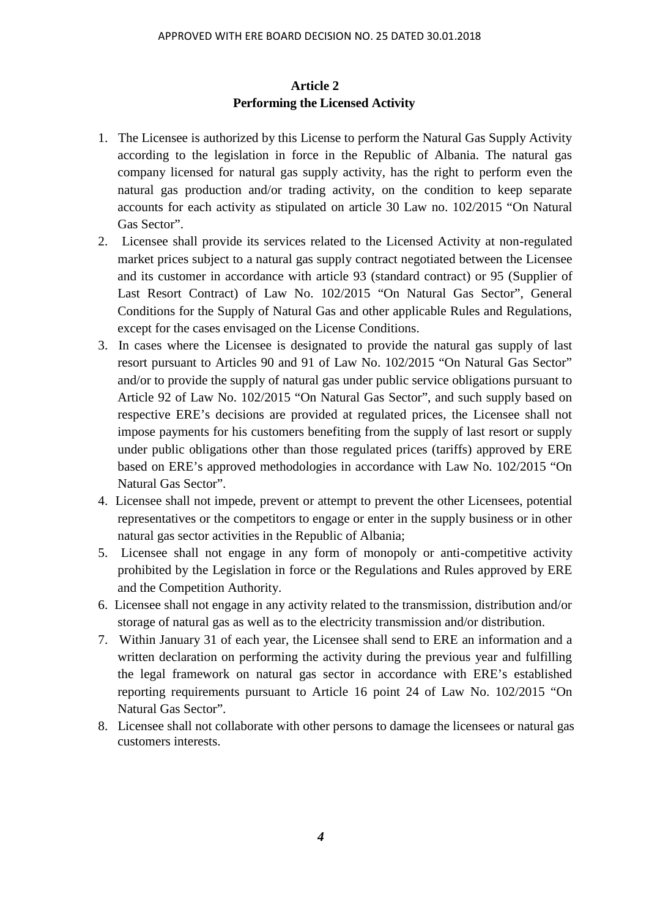## Article 2
## Performing the Licensed Activity

1. The Licensee is authorized by this License to perform the Natural Gas Supply Activity according to the legislation in force in the Republic of Albania. The natural gas company licensed for natural gas supply activity, has the right to perform even the natural gas production and/or trading activity, on the condition to keep separate accounts for each activity as stipulated on article 30 Law no. 102/2015 "On Natural Gas Sector".
2. Licensee shall provide its services related to the Licensed Activity at non-regulated market prices subject to a natural gas supply contract negotiated between the Licensee and its customer in accordance with article 93 (standard contract) or 95 (Supplier of Last Resort Contract) of Law No. 102/2015 "On Natural Gas Sector", General Conditions for the Supply of Natural Gas and other applicable Rules and Regulations, except for the cases envisaged on the License Conditions.
3. In cases where the Licensee is designated to provide the natural gas supply of last resort pursuant to Articles 90 and 91 of Law No. 102/2015 "On Natural Gas Sector" and/or to provide the supply of natural gas under public service obligations pursuant to Article 92 of Law No. 102/2015 "On Natural Gas Sector", and such supply based on respective ERE's decisions are provided at regulated prices, the Licensee shall not impose payments for his customers benefiting from the supply of last resort or supply under public obligations other than those regulated prices (tariffs) approved by ERE based on ERE's approved methodologies in accordance with Law No. 102/2015 "On Natural Gas Sector".
4. Licensee shall not impede, prevent or attempt to prevent the other Licensees, potential representatives or the competitors to engage or enter in the supply business or in other natural gas sector activities in the Republic of Albania;
5. Licensee shall not engage in any form of monopoly or anti-competitive activity prohibited by the Legislation in force or the Regulations and Rules approved by ERE and the Competition Authority.
6. Licensee shall not engage in any activity related to the transmission, distribution and/or storage of natural gas as well as to the electricity transmission and/or distribution.
7. Within January 31 of each year, the Licensee shall send to ERE an information and a written declaration on performing the activity during the previous year and fulfilling the legal framework on natural gas sector in accordance with ERE's established reporting requirements pursuant to Article 16 point 24 of Law No. 102/2015 "On Natural Gas Sector".
8. Licensee shall not collaborate with other persons to damage the licensees or natural gas customers interests.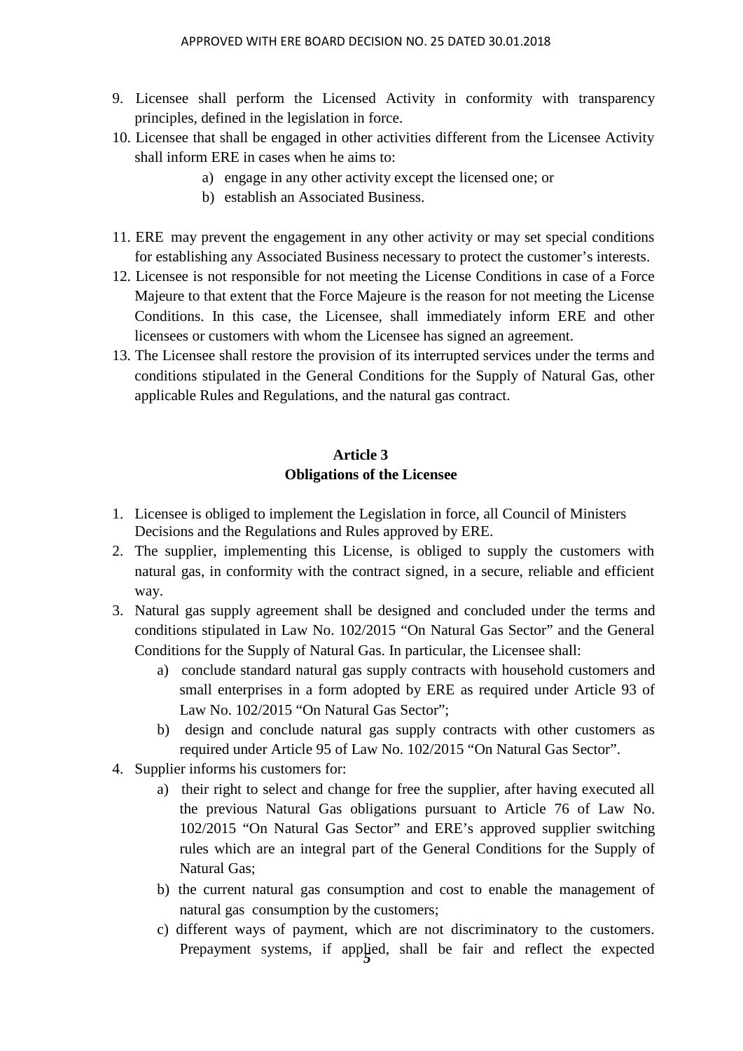9. Licensee shall perform the Licensed Activity in conformity with transparency principles, defined in the legislation in force.
10. Licensee that shall be engaged in other activities different from the Licensee Activity shall inform ERE in cases when he aims to:
    a) engage in any other activity except the licensed one; or
    b) establish an Associated Business.

11. ERE may prevent the engagement in any other activity or may set special conditions for establishing any Associated Business necessary to protect the customer's interests.
12. Licensee is not responsible for not meeting the License Conditions in case of a Force Majeure to that extent that the Force Majeure is the reason for not meeting the License Conditions. In this case, the Licensee, shall immediately inform ERE and other licensees or customers with whom the Licensee has signed an agreement.
13. The Licensee shall restore the provision of its interrupted services under the terms and conditions stipulated in the General Conditions for the Supply of Natural Gas, other applicable Rules and Regulations, and the natural gas contract.

## Article 3
## Obligations of the Licensee

1. Licensee is obliged to implement the Legislation in force, all Council of Ministers Decisions and the Regulations and Rules approved by ERE.
2. The supplier, implementing this License, is obliged to supply the customers with natural gas, in conformity with the contract signed, in a secure, reliable and efficient way.
3. Natural gas supply agreement shall be designed and concluded under the terms and conditions stipulated in Law No. 102/2015 "On Natural Gas Sector" and the General Conditions for the Supply of Natural Gas. In particular, the Licensee shall:
    a) conclude standard natural gas supply contracts with household customers and small enterprises in a form adopted by ERE as required under Article 93 of Law No. 102/2015 "On Natural Gas Sector";
    b) design and conclude natural gas supply contracts with other customers as required under Article 95 of Law No. 102/2015 "On Natural Gas Sector".
4. Supplier informs his customers for:
    a) their right to select and change for free the supplier, after having executed all the previous Natural Gas obligations pursuant to Article 76 of Law No. 102/2015 "On Natural Gas Sector" and ERE's approved supplier switching rules which are an integral part of the General Conditions for the Supply of Natural Gas;
    b) the current natural gas consumption and cost to enable the management of natural gas consumption by the customers;
    c) different ways of payment, which are not discriminatory to the customers. Prepayment systems, if applied, shall be fair and reflect the expected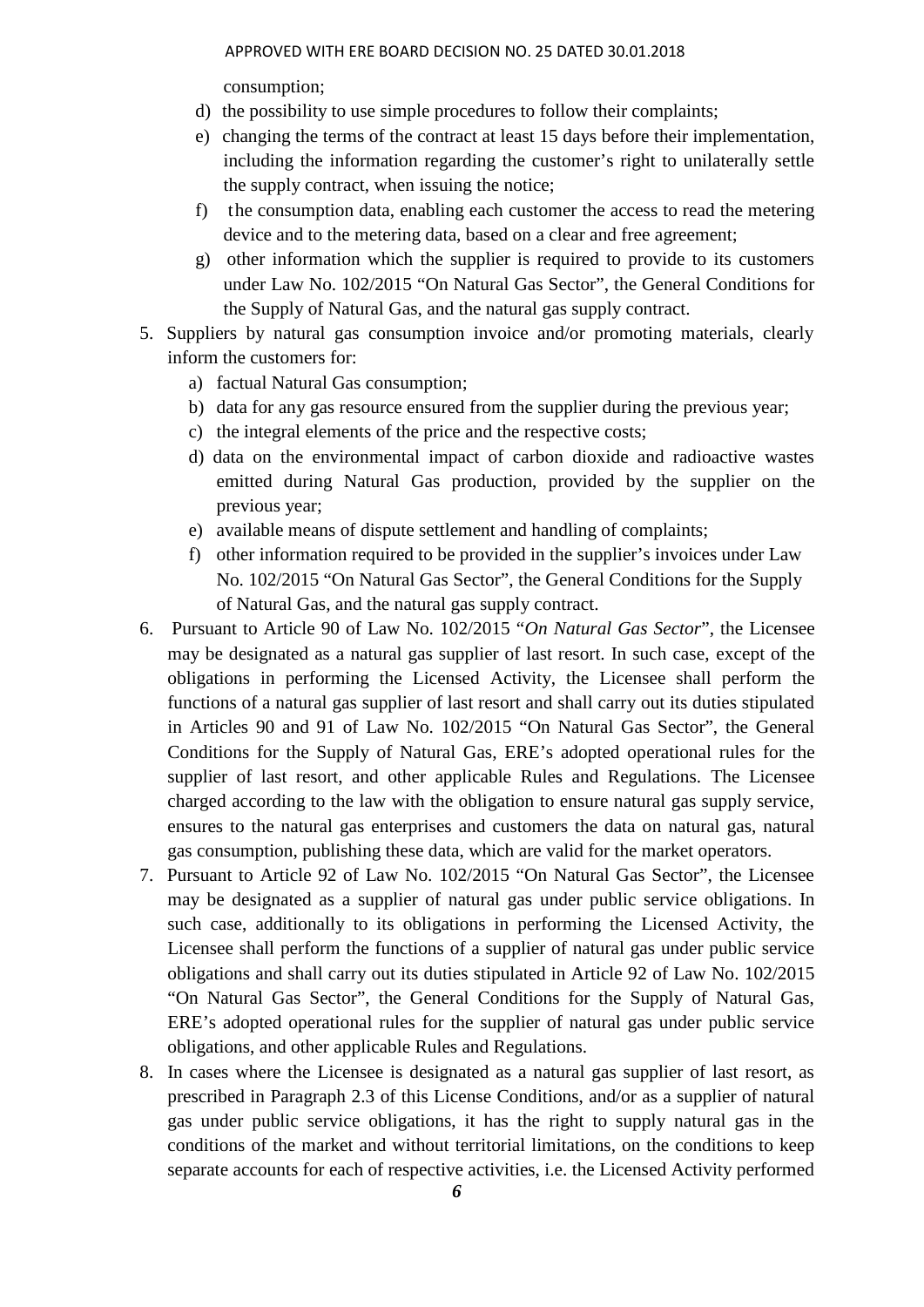consumption;

d) the possibility to use simple procedures to follow their complaints;
e) changing the terms of the contract at least 15 days before their implementation, including the information regarding the customer's right to unilaterally settle the supply contract, when issuing the notice;
f) the consumption data, enabling each customer the access to read the metering device and to the metering data, based on a clear and free agreement;
g) other information which the supplier is required to provide to its customers under Law No. 102/2015 "On Natural Gas Sector", the General Conditions for the Supply of Natural Gas, and the natural gas supply contract.

5. Suppliers by natural gas consumption invoice and/or promoting materials, clearly inform the customers for:
   a) factual Natural Gas consumption;
   b) data for any gas resource ensured from the supplier during the previous year;
   c) the integral elements of the price and the respective costs;
   d) data on the environmental impact of carbon dioxide and radioactive wastes emitted during Natural Gas production, provided by the supplier on the previous year;
   e) available means of dispute settlement and handling of complaints;
   f) other information required to be provided in the supplier's invoices under Law No. 102/2015 "On Natural Gas Sector", the General Conditions for the Supply of Natural Gas, and the natural gas supply contract.
6. Pursuant to Article 90 of Law No. 102/2015 "*On Natural Gas Sector*", the Licensee may be designated as a natural gas supplier of last resort. In such case, except of the obligations in performing the Licensed Activity, the Licensee shall perform the functions of a natural gas supplier of last resort and shall carry out its duties stipulated in Articles 90 and 91 of Law No. 102/2015 "On Natural Gas Sector", the General Conditions for the Supply of Natural Gas, ERE's adopted operational rules for the supplier of last resort, and other applicable Rules and Regulations. The Licensee charged according to the law with the obligation to ensure natural gas supply service, ensures to the natural gas enterprises and customers the data on natural gas, natural gas consumption, publishing these data, which are valid for the market operators.
7. Pursuant to Article 92 of Law No. 102/2015 "On Natural Gas Sector", the Licensee may be designated as a supplier of natural gas under public service obligations. In such case, additionally to its obligations in performing the Licensed Activity, the Licensee shall perform the functions of a supplier of natural gas under public service obligations and shall carry out its duties stipulated in Article 92 of Law No. 102/2015 "On Natural Gas Sector", the General Conditions for the Supply of Natural Gas, ERE's adopted operational rules for the supplier of natural gas under public service obligations, and other applicable Rules and Regulations.
8. In cases where the Licensee is designated as a natural gas supplier of last resort, as prescribed in Paragraph 2.3 of this License Conditions, and/or as a supplier of natural gas under public service obligations, it has the right to supply natural gas in the conditions of the market and without territorial limitations, on the conditions to keep separate accounts for each of respective activities, i.e. the Licensed Activity performed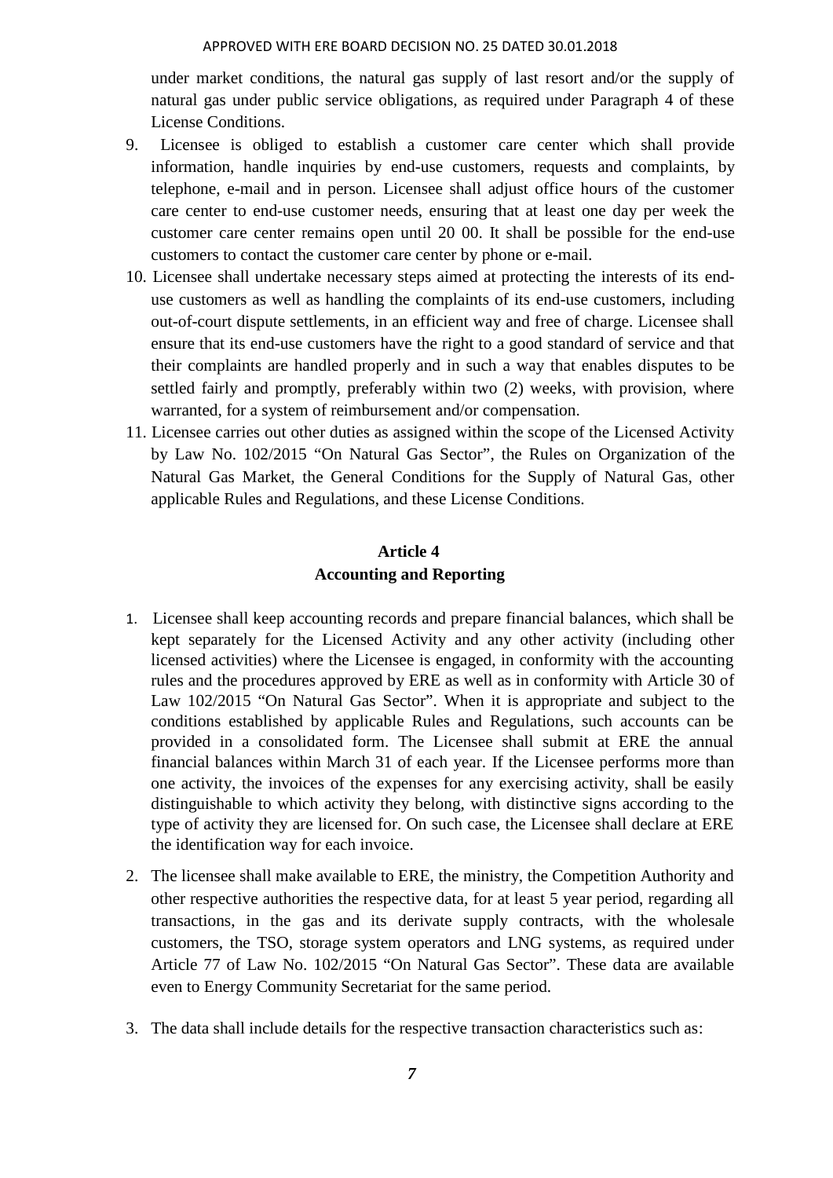under market conditions, the natural gas supply of last resort and/or the supply of natural gas under public service obligations, as required under Paragraph 4 of these License Conditions.

9. Licensee is obliged to establish a customer care center which shall provide information, handle inquiries by end-use customers, requests and complaints, by telephone, e-mail and in person. Licensee shall adjust office hours of the customer care center to end-use customer needs, ensuring that at least one day per week the customer care center remains open until 20 00. It shall be possible for the end-use customers to contact the customer care center by phone or e-mail.
10. Licensee shall undertake necessary steps aimed at protecting the interests of its end-use customers as well as handling the complaints of its end-use customers, including out-of-court dispute settlements, in an efficient way and free of charge. Licensee shall ensure that its end-use customers have the right to a good standard of service and that their complaints are handled properly and in such a way that enables disputes to be settled fairly and promptly, preferably within two (2) weeks, with provision, where warranted, for a system of reimbursement and/or compensation.
11. Licensee carries out other duties as assigned within the scope of the Licensed Activity by Law No. 102/2015 "On Natural Gas Sector", the Rules on Organization of the Natural Gas Market, the General Conditions for the Supply of Natural Gas, other applicable Rules and Regulations, and these License Conditions.

## Article 4
## Accounting and Reporting

1. Licensee shall keep accounting records and prepare financial balances, which shall be kept separately for the Licensed Activity and any other activity (including other licensed activities) where the Licensee is engaged, in conformity with the accounting rules and the procedures approved by ERE as well as in conformity with Article 30 of Law 102/2015 "On Natural Gas Sector". When it is appropriate and subject to the conditions established by applicable Rules and Regulations, such accounts can be provided in a consolidated form. The Licensee shall submit at ERE the annual financial balances within March 31 of each year. If the Licensee performs more than one activity, the invoices of the expenses for any exercising activity, shall be easily distinguishable to which activity they belong, with distinctive signs according to the type of activity they are licensed for. On such case, the Licensee shall declare at ERE the identification way for each invoice.

2. The licensee shall make available to ERE, the ministry, the Competition Authority and other respective authorities the respective data, for at least 5 year period, regarding all transactions, in the gas and its derivate supply contracts, with the wholesale customers, the TSO, storage system operators and LNG systems, as required under Article 77 of Law No. 102/2015 "On Natural Gas Sector". These data are available even to Energy Community Secretariat for the same period.

3. The data shall include details for the respective transaction characteristics such as: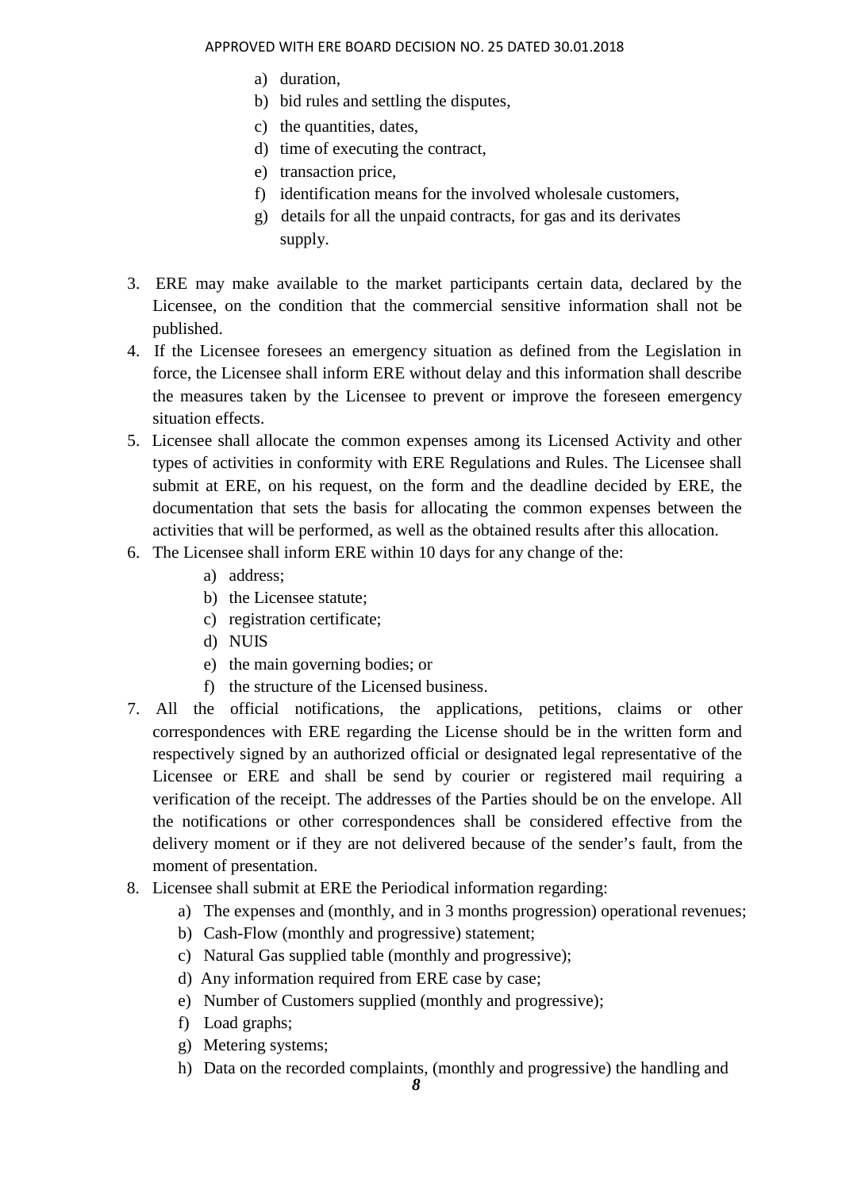a) duration,
b) bid rules and settling the disputes,
c) the quantities, dates,
d) time of executing the contract,
e) transaction price,
f) identification means for the involved wholesale customers,
g) details for all the unpaid contracts, for gas and its derivates supply.

3. ERE may make available to the market participants certain data, declared by the Licensee, on the condition that the commercial sensitive information shall not be published.
4. If the Licensee foresees an emergency situation as defined from the Legislation in force, the Licensee shall inform ERE without delay and this information shall describe the measures taken by the Licensee to prevent or improve the foreseen emergency situation effects.
5. Licensee shall allocate the common expenses among its Licensed Activity and other types of activities in conformity with ERE Regulations and Rules. The Licensee shall submit at ERE, on his request, on the form and the deadline decided by ERE, the documentation that sets the basis for allocating the common expenses between the activities that will be performed, as well as the obtained results after this allocation.
6. The Licensee shall inform ERE within 10 days for any change of the:
   a) address;
   b) the Licensee statute;
   c) registration certificate;
   d) NUIS
   e) the main governing bodies; or
   f) the structure of the Licensed business.
7. All the official notifications, the applications, petitions, claims or other correspondences with ERE regarding the License should be in the written form and respectively signed by an authorized official or designated legal representative of the Licensee or ERE and shall be send by courier or registered mail requiring a verification of the receipt. The addresses of the Parties should be on the envelope. All the notifications or other correspondences shall be considered effective from the delivery moment or if they are not delivered because of the sender's fault, from the moment of presentation.
8. Licensee shall submit at ERE the Periodical information regarding:
   a) The expenses and (monthly, and in 3 months progression) operational revenues;
   b) Cash-Flow (monthly and progressive) statement;
   c) Natural Gas supplied table (monthly and progressive);
   d) Any information required from ERE case by case;
   e) Number of Customers supplied (monthly and progressive);
   f) Load graphs;
   g) Metering systems;
   h) Data on the recorded complaints, (monthly and progressive) the handling and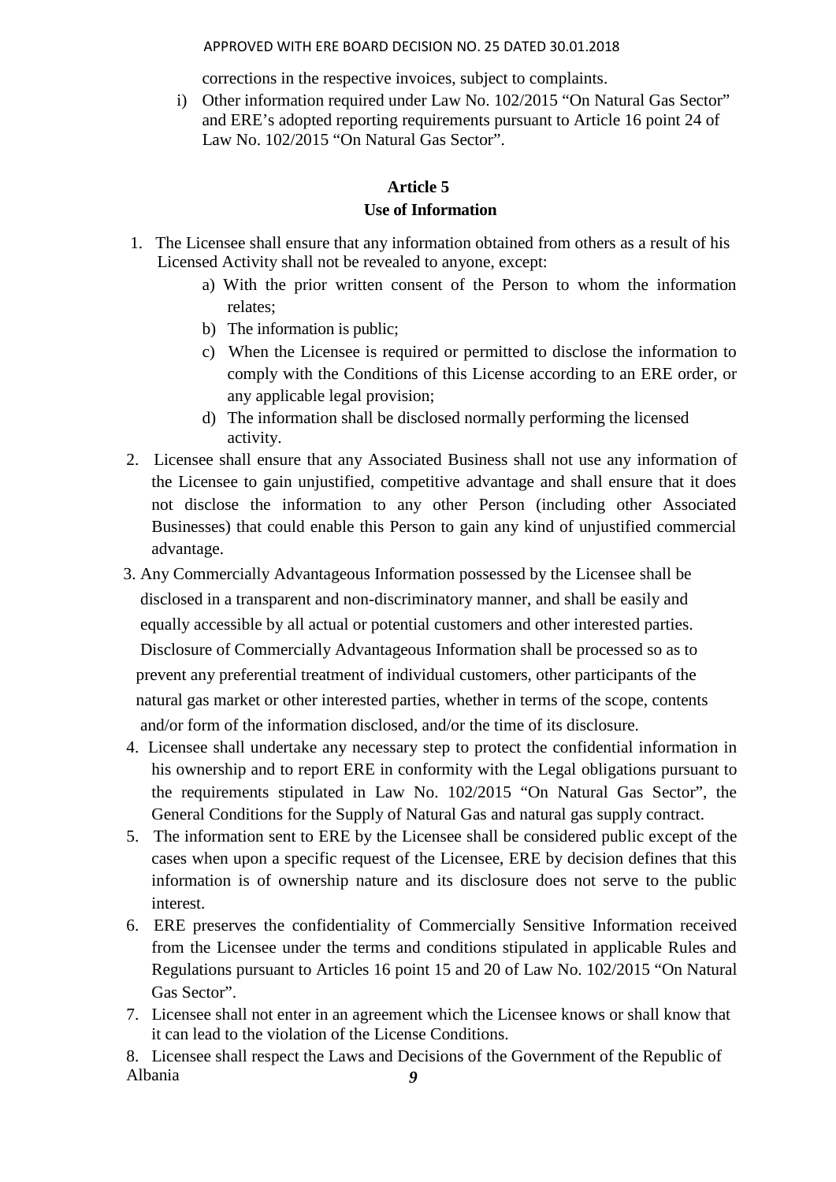corrections in the respective invoices, subject to complaints.

i) Other information required under Law No. 102/2015 "On Natural Gas Sector" and ERE's adopted reporting requirements pursuant to Article 16 point 24 of Law No. 102/2015 "On Natural Gas Sector".

## Article 5
## Use of Information

1. The Licensee shall ensure that any information obtained from others as a result of his Licensed Activity shall not be revealed to anyone, except:
   a) With the prior written consent of the Person to whom the information relates;
   b) The information is public;
   c) When the Licensee is required or permitted to disclose the information to comply with the Conditions of this License according to an ERE order, or any applicable legal provision;
   d) The information shall be disclosed normally performing the licensed activity.
2. Licensee shall ensure that any Associated Business shall not use any information of the Licensee to gain unjustified, competitive advantage and shall ensure that it does not disclose the information to any other Person (including other Associated Businesses) that could enable this Person to gain any kind of unjustified commercial advantage.
3. Any Commercially Advantageous Information possessed by the Licensee shall be disclosed in a transparent and non-discriminatory manner, and shall be easily and equally accessible by all actual or potential customers and other interested parties. Disclosure of Commercially Advantageous Information shall be processed so as to prevent any preferential treatment of individual customers, other participants of the natural gas market or other interested parties, whether in terms of the scope, contents and/or form of the information disclosed, and/or the time of its disclosure.
4. Licensee shall undertake any necessary step to protect the confidential information in his ownership and to report ERE in conformity with the Legal obligations pursuant to the requirements stipulated in Law No. 102/2015 "On Natural Gas Sector", the General Conditions for the Supply of Natural Gas and natural gas supply contract.
5. The information sent to ERE by the Licensee shall be considered public except of the cases when upon a specific request of the Licensee, ERE by decision defines that this information is of ownership nature and its disclosure does not serve to the public interest.
6. ERE preserves the confidentiality of Commercially Sensitive Information received from the Licensee under the terms and conditions stipulated in applicable Rules and Regulations pursuant to Articles 16 point 15 and 20 of Law No. 102/2015 "On Natural Gas Sector".
7. Licensee shall not enter in an agreement which the Licensee knows or shall know that it can lead to the violation of the License Conditions.
8. Licensee shall respect the Laws and Decisions of the Government of the Republic of Albania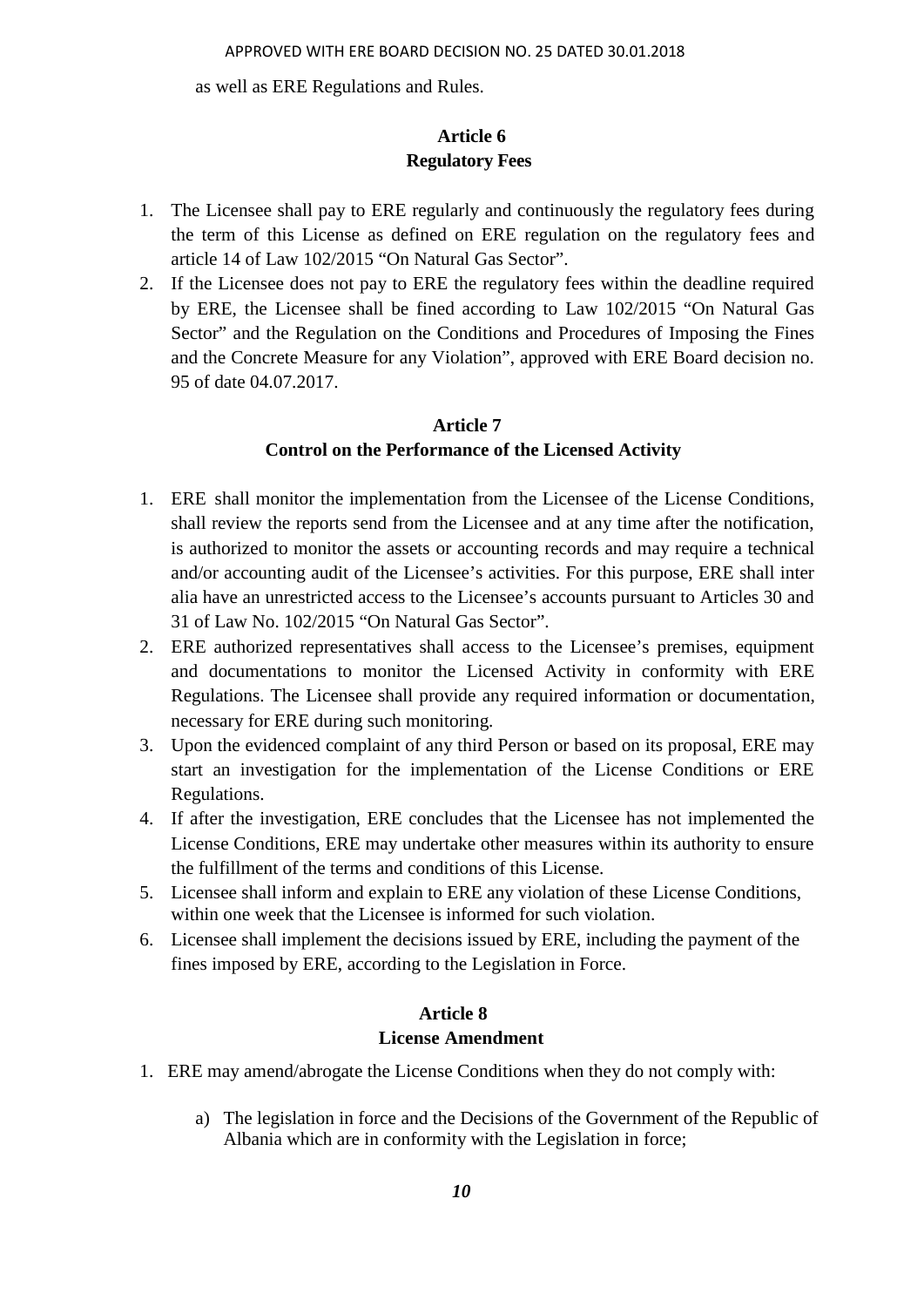as well as ERE Regulations and Rules.

## Article 6
## Regulatory Fees

1. The Licensee shall pay to ERE regularly and continuously the regulatory fees during the term of this License as defined on ERE regulation on the regulatory fees and article 14 of Law 102/2015 "On Natural Gas Sector".
2. If the Licensee does not pay to ERE the regulatory fees within the deadline required by ERE, the Licensee shall be fined according to Law 102/2015 "On Natural Gas Sector" and the Regulation on the Conditions and Procedures of Imposing the Fines and the Concrete Measure for any Violation", approved with ERE Board decision no. 95 of date 04.07.2017.

## Article 7
## Control on the Performance of the Licensed Activity

1. ERE shall monitor the implementation from the Licensee of the License Conditions, shall review the reports send from the Licensee and at any time after the notification, is authorized to monitor the assets or accounting records and may require a technical and/or accounting audit of the Licensee's activities. For this purpose, ERE shall inter alia have an unrestricted access to the Licensee's accounts pursuant to Articles 30 and 31 of Law No. 102/2015 "On Natural Gas Sector".
2. ERE authorized representatives shall access to the Licensee's premises, equipment and documentations to monitor the Licensed Activity in conformity with ERE Regulations. The Licensee shall provide any required information or documentation, necessary for ERE during such monitoring.
3. Upon the evidenced complaint of any third Person or based on its proposal, ERE may start an investigation for the implementation of the License Conditions or ERE Regulations.
4. If after the investigation, ERE concludes that the Licensee has not implemented the License Conditions, ERE may undertake other measures within its authority to ensure the fulfillment of the terms and conditions of this License.
5. Licensee shall inform and explain to ERE any violation of these License Conditions, within one week that the Licensee is informed for such violation.
6. Licensee shall implement the decisions issued by ERE, including the payment of the fines imposed by ERE, according to the Legislation in Force.

## Article 8
## License Amendment

1. ERE may amend/abrogate the License Conditions when they do not comply with:

   a) The legislation in force and the Decisions of the Government of the Republic of Albania which are in conformity with the Legislation in force;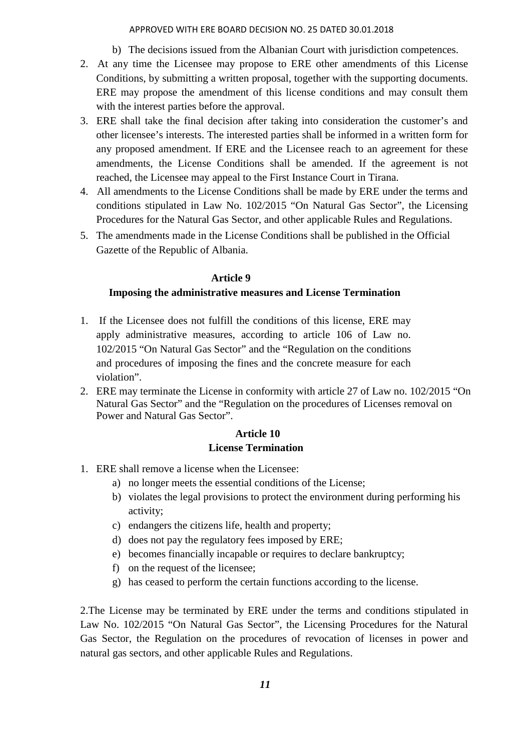b) The decisions issued from the Albanian Court with jurisdiction competences.

2. At any time the Licensee may propose to ERE other amendments of this License Conditions, by submitting a written proposal, together with the supporting documents. ERE may propose the amendment of this license conditions and may consult them with the interest parties before the approval.
3. ERE shall take the final decision after taking into consideration the customer's and other licensee's interests. The interested parties shall be informed in a written form for any proposed amendment. If ERE and the Licensee reach to an agreement for these amendments, the License Conditions shall be amended. If the agreement is not reached, the Licensee may appeal to the First Instance Court in Tirana.
4. All amendments to the License Conditions shall be made by ERE under the terms and conditions stipulated in Law No. 102/2015 "On Natural Gas Sector", the Licensing Procedures for the Natural Gas Sector, and other applicable Rules and Regulations.
5. The amendments made in the License Conditions shall be published in the Official Gazette of the Republic of Albania.

**Article 9**

**Imposing the administrative measures and License Termination**

1. If the Licensee does not fulfill the conditions of this license, ERE may apply administrative measures, according to article 106 of Law no. 102/2015 "On Natural Gas Sector" and the "Regulation on the conditions and procedures of imposing the fines and the concrete measure for each violation".
2. ERE may terminate the License in conformity with article 27 of Law no. 102/2015 "On Natural Gas Sector" and the "Regulation on the procedures of Licenses removal on Power and Natural Gas Sector".

**Article 10**

**License Termination**

1. ERE shall remove a license when the Licensee:
   a) no longer meets the essential conditions of the License;
   b) violates the legal provisions to protect the environment during performing his activity;
   c) endangers the citizens life, health and property;
   d) does not pay the regulatory fees imposed by ERE;
   e) becomes financially incapable or requires to declare bankruptcy;
   f) on the request of the licensee;
   g) has ceased to perform the certain functions according to the license.

2.The License may be terminated by ERE under the terms and conditions stipulated in Law No. 102/2015 "On Natural Gas Sector", the Licensing Procedures for the Natural Gas Sector, the Regulation on the procedures of revocation of licenses in power and natural gas sectors, and other applicable Rules and Regulations.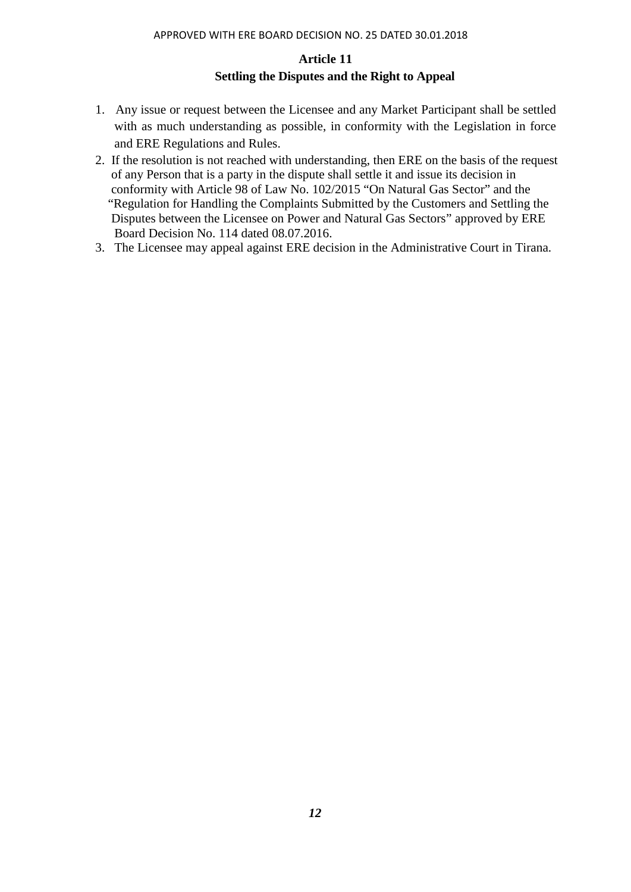## Article 11
### Settling the Disputes and the Right to Appeal

1. Any issue or request between the Licensee and any Market Participant shall be settled with as much understanding as possible, in conformity with the Legislation in force and ERE Regulations and Rules.
2. If the resolution is not reached with understanding, then ERE on the basis of the request of any Person that is a party in the dispute shall settle it and issue its decision in conformity with Article 98 of Law No. 102/2015 "On Natural Gas Sector" and the "Regulation for Handling the Complaints Submitted by the Customers and Settling the Disputes between the Licensee on Power and Natural Gas Sectors" approved by ERE Board Decision No. 114 dated 08.07.2016.
3. The Licensee may appeal against ERE decision in the Administrative Court in Tirana.